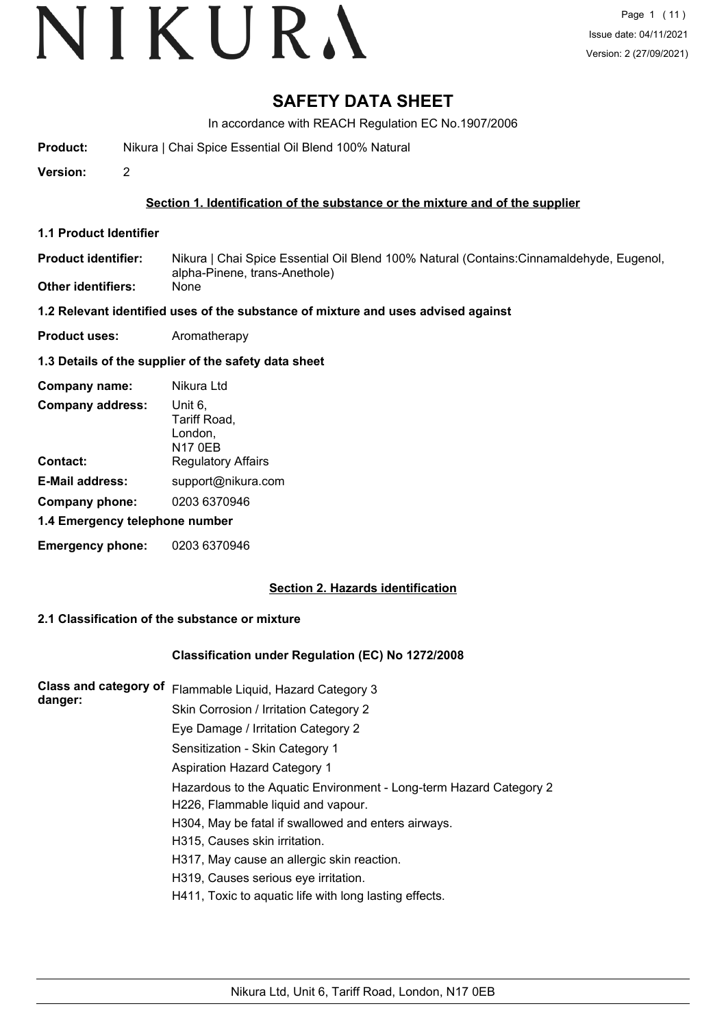# SAFETY DATA SHEET

In accordance with REACH Regulation EC No.1907/2006

**Product:** Nikura | Chai Spice Essential Oil Blend 100% Natural

**Version:** 2

## Section 1. Identification of the substance or the mixture and of the supplier

### 1.1 Product Identifier

**Product identifier:** Nikura | Chai Spice Essential Oil Blend 100% Natural (Contains:Cinnamaldehyde, Eugenol, alpha-Pinene, trans-Anethole)

**Other identifiers:** None

### 1.2 Relevant identified uses of the substance of mixture and uses advised against

**Product uses:** Aromatherapy

### 1.3 Details of the supplier of the safety data sheet

**Company name:** Nikura Ltd

**Company address:** Unit 6, Tariff Road, London, N17 0EB

**Contact:** Regulatory Affairs

**E-Mail address:** support@nikura.com

**Company phone:** 0203 6370946

### 1.4 Emergency telephone number

**Emergency phone:** 0203 6370946

## Section 2. Hazards identification

### 2.1 Classification of the substance or mixture

#### Classification under Regulation (EC) No 1272/2008

**Class and category of danger:**

Flammable Liquid, Hazard Category 3
Skin Corrosion / Irritation Category 2
Eye Damage / Irritation Category 2
Sensitization - Skin Category 1
Aspiration Hazard Category 1
Hazardous to the Aquatic Environment - Long-term Hazard Category 2

H226, Flammable liquid and vapour.
H304, May be fatal if swallowed and enters airways.
H315, Causes skin irritation.
H317, May cause an allergic skin reaction.
H319, Causes serious eye irritation.
H411, Toxic to aquatic life with long lasting effects.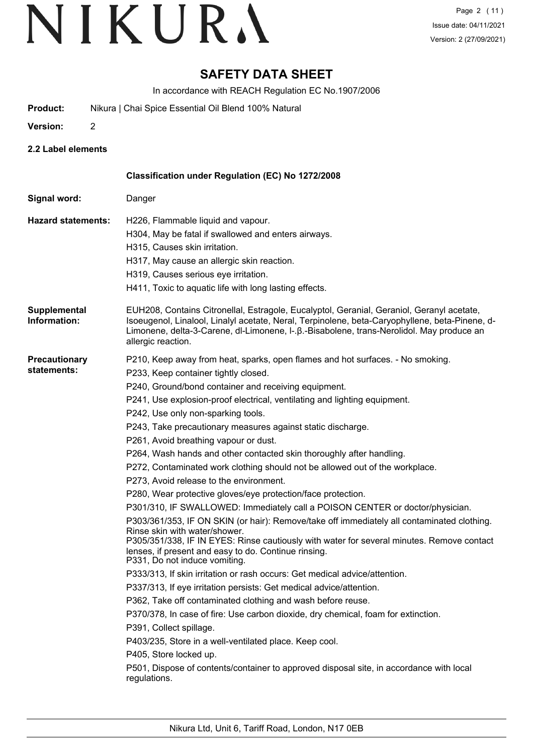# SAFETY DATA SHEET

In accordance with REACH Regulation EC No.1907/2006

**Product:** Nikura | Chai Spice Essential Oil Blend 100% Natural

**Version:** 2

**2.2 Label elements**

**Classification under Regulation (EC) No 1272/2008**

**Signal word:** Danger

**Hazard statements:**

H226, Flammable liquid and vapour.
H304, May be fatal if swallowed and enters airways.
H315, Causes skin irritation.
H317, May cause an allergic skin reaction.
H319, Causes serious eye irritation.
H411, Toxic to aquatic life with long lasting effects.

**Supplemental Information:**

EUH208, Contains Citronellal, Estragole, Eucalyptol, Geranial, Geraniol, Geranyl acetate, Isoeugenol, Linalool, Linalyl acetate, Neral, Terpinolene, beta-Caryophyllene, beta-Pinene, d-Limonene, delta-3-Carene, dl-Limonene, l-.β.-Bisabolene, trans-Nerolidol. May produce an allergic reaction.

**Precautionary statements:**

P210, Keep away from heat, sparks, open flames and hot surfaces. - No smoking.
P233, Keep container tightly closed.
P240, Ground/bond container and receiving equipment.
P241, Use explosion-proof electrical, ventilating and lighting equipment.
P242, Use only non-sparking tools.
P243, Take precautionary measures against static discharge.
P261, Avoid breathing vapour or dust.
P264, Wash hands and other contacted skin thoroughly after handling.
P272, Contaminated work clothing should not be allowed out of the workplace.
P273, Avoid release to the environment.
P280, Wear protective gloves/eye protection/face protection.
P301/310, IF SWALLOWED: Immediately call a POISON CENTER or doctor/physician.
P303/361/353, IF ON SKIN (or hair): Remove/take off immediately all contaminated clothing. Rinse skin with water/shower.
P305/351/338, IF IN EYES: Rinse cautiously with water for several minutes. Remove contact lenses, if present and easy to do. Continue rinsing.
P331, Do not induce vomiting.
P333/313, If skin irritation or rash occurs: Get medical advice/attention.
P337/313, If eye irritation persists: Get medical advice/attention.
P362, Take off contaminated clothing and wash before reuse.
P370/378, In case of fire: Use carbon dioxide, dry chemical, foam for extinction.
P391, Collect spillage.
P403/235, Store in a well-ventilated place. Keep cool.
P405, Store locked up.
P501, Dispose of contents/container to approved disposal site, in accordance with local regulations.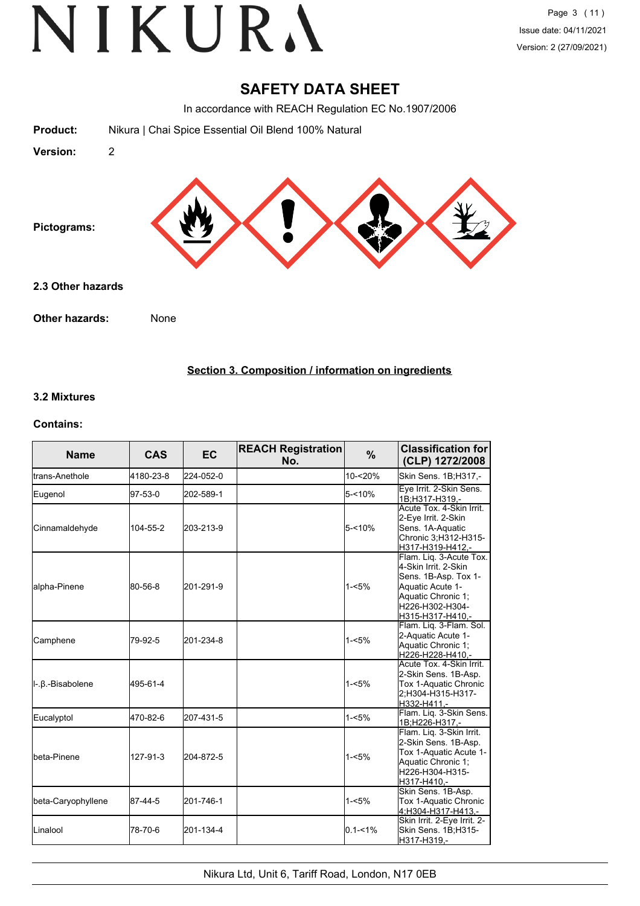# SAFETY DATA SHEET

In accordance with REACH Regulation EC No.1907/2006

**Product:** Nikura | Chai Spice Essential Oil Blend 100% Natural

**Version:** 2

**Pictograms:**

### 2.3 Other hazards

**Other hazards:** None

## Section 3. Composition / information on ingredients

### 3.2 Mixtures

**Contains:**

| Name | CAS | EC | REACH Registration No. | % | Classification for (CLP) 1272/2008 |
|---|---|---|---|---|---|
| trans-Anethole | 4180-23-8 | 224-052-0 | | 10-<20% | Skin Sens. 1B;H317,- |
| Eugenol | 97-53-0 | 202-589-1 | | 5-<10% | Eye Irrit. 2-Skin Sens. 1B;H317-H319,- |
| Cinnamaldehyde | 104-55-2 | 203-213-9 | | 5-<10% | Acute Tox. 4-Skin Irrit. 2-Eye Irrit. 2-Skin Sens. 1A-Aquatic Chronic 3;H312-H315-H317-H319-H412,- |
| alpha-Pinene | 80-56-8 | 201-291-9 | | 1-<5% | Flam. Liq. 3-Acute Tox. 4-Skin Irrit. 2-Skin Sens. 1B-Asp. Tox 1-Aquatic Acute 1-Aquatic Chronic 1;H226-H302-H304-H315-H317-H410,- |
| Camphene | 79-92-5 | 201-234-8 | | 1-<5% | Flam. Liq. 3-Flam. Sol. 2-Aquatic Acute 1-Aquatic Chronic 1;H226-H228-H410,- |
| l-.β.-Bisabolene | 495-61-4 | | | 1-<5% | Acute Tox. 4-Skin Irrit. 2-Skin Sens. 1B-Asp. Tox 1-Aquatic Chronic 2;H304-H315-H317-H332-H411,- |
| Eucalyptol | 470-82-6 | 207-431-5 | | 1-<5% | Flam. Liq. 3-Skin Sens. 1B;H226-H317,- |
| beta-Pinene | 127-91-3 | 204-872-5 | | 1-<5% | Flam. Liq. 3-Skin Irrit. 2-Skin Sens. 1B-Asp. Tox 1-Aquatic Acute 1-Aquatic Chronic 1;H226-H304-H315-H317-H410,- |
| beta-Caryophyllene | 87-44-5 | 201-746-1 | | 1-<5% | Skin Sens. 1B-Asp. Tox 1-Aquatic Chronic 4;H304-H317-H413,- |
| Linalool | 78-70-6 | 201-134-4 | | 0.1-<1% | Skin Irrit. 2-Eye Irrit. 2-Skin Sens. 1B;H315-H317-H319,- |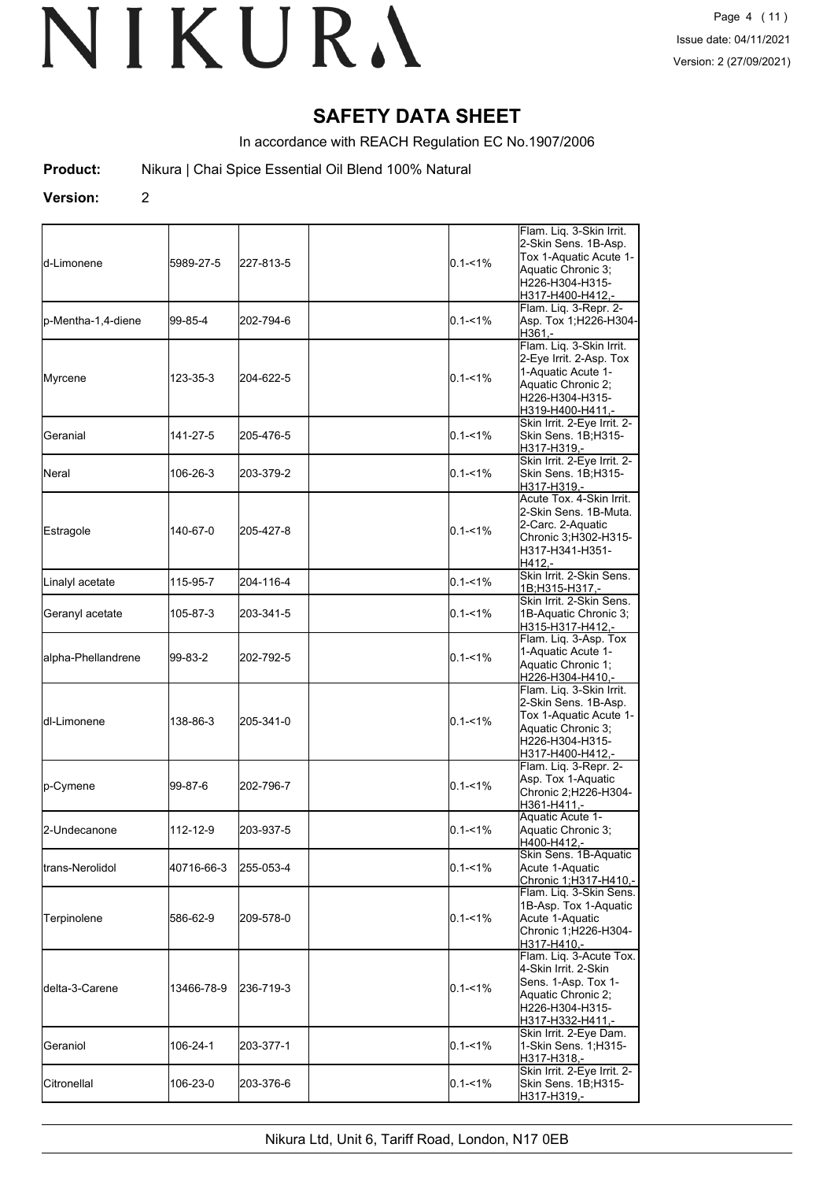# SAFETY DATA SHEET

In accordance with REACH Regulation EC No.1907/2006

**Product:** Nikura | Chai Spice Essential Oil Blend 100% Natural

**Version:** 2

| | | | | | |
|---|---|---|---|---|---|
| d-Limonene | 5989-27-5 | 227-813-5 | | 0.1-<1% | Flam. Liq. 3-Skin Irrit. 2-Skin Sens. 1B-Asp. Tox 1-Aquatic Acute 1-Aquatic Chronic 3; H226-H304-H315-H317-H400-H412,- |
| p-Mentha-1,4-diene | 99-85-4 | 202-794-6 | | 0.1-<1% | Flam. Liq. 3-Repr. 2-Asp. Tox 1;H226-H304-H361,- |
| Myrcene | 123-35-3 | 204-622-5 | | 0.1-<1% | Flam. Liq. 3-Skin Irrit. 2-Eye Irrit. 2-Asp. Tox 1-Aquatic Acute 1-Aquatic Chronic 2; H226-H304-H315-H319-H400-H411,- |
| Geranial | 141-27-5 | 205-476-5 | | 0.1-<1% | Skin Irrit. 2-Eye Irrit. 2-Skin Sens. 1B;H315-H317-H319,- |
| Neral | 106-26-3 | 203-379-2 | | 0.1-<1% | Skin Irrit. 2-Eye Irrit. 2-Skin Sens. 1B;H315-H317-H319,- |
| Estragole | 140-67-0 | 205-427-8 | | 0.1-<1% | Acute Tox. 4-Skin Irrit. 2-Skin Sens. 1B-Muta. 2-Carc. 2-Aquatic Chronic 3;H302-H315-H317-H341-H351-H412,- |
| Linalyl acetate | 115-95-7 | 204-116-4 | | 0.1-<1% | Skin Irrit. 2-Skin Sens. 1B;H315-H317,- |
| Geranyl acetate | 105-87-3 | 203-341-5 | | 0.1-<1% | Skin Irrit. 2-Skin Sens. 1B-Aquatic Chronic 3; H315-H317-H412,- |
| alpha-Phellandrene | 99-83-2 | 202-792-5 | | 0.1-<1% | Flam. Liq. 3-Asp. Tox 1-Aquatic Acute 1-Aquatic Chronic 1; H226-H304-H410,- |
| dl-Limonene | 138-86-3 | 205-341-0 | | 0.1-<1% | Flam. Liq. 3-Skin Irrit. 2-Skin Sens. 1B-Asp. Tox 1-Aquatic Acute 1-Aquatic Chronic 3; H226-H304-H315-H317-H400-H412,- |
| p-Cymene | 99-87-6 | 202-796-7 | | 0.1-<1% | Flam. Liq. 3-Repr. 2-Asp. Tox 1-Aquatic Chronic 2;H226-H304-H361-H411,- |
| 2-Undecanone | 112-12-9 | 203-937-5 | | 0.1-<1% | Aquatic Acute 1-Aquatic Chronic 3; H400-H412,- |
| trans-Nerolidol | 40716-66-3 | 255-053-4 | | 0.1-<1% | Skin Sens. 1B-Aquatic Acute 1-Aquatic Chronic 1;H317-H410,- |
| Terpinolene | 586-62-9 | 209-578-0 | | 0.1-<1% | Flam. Liq. 3-Skin Sens. 1B-Asp. Tox 1-Aquatic Acute 1-Aquatic Chronic 1;H226-H304-H317-H410,- |
| delta-3-Carene | 13466-78-9 | 236-719-3 | | 0.1-<1% | Flam. Liq. 3-Acute Tox. 4-Skin Irrit. 2-Skin Sens. 1-Asp. Tox 1-Aquatic Chronic 2; H226-H304-H315-H332-H411,- |
| Geraniol | 106-24-1 | 203-377-1 | | 0.1-<1% | Skin Irrit. 2-Eye Dam. 1-Skin Sens. 1;H315-H317-H318,- |
| Citronellal | 106-23-0 | 203-376-6 | | 0.1-<1% | Skin Irrit. 2-Eye Irrit. 2-Skin Sens. 1B;H315-H317-H319,- |

Nikura Ltd, Unit 6, Tariff Road, London, N17 0EB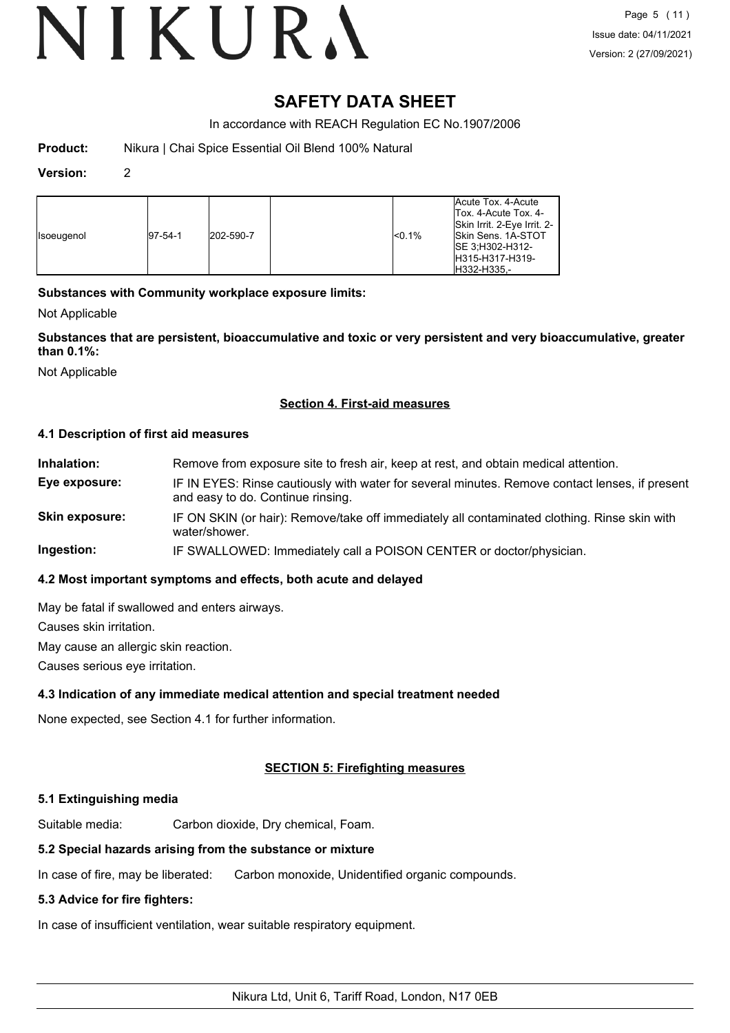# SAFETY DATA SHEET

In accordance with REACH Regulation EC No.1907/2006

**Product:** Nikura | Chai Spice Essential Oil Blend 100% Natural

**Version:** 2

| | | | | | |
|---|---|---|---|---|---|
| Isoeugenol | 97-54-1 | 202-590-7 | | <0.1% | Acute Tox. 4-Acute Tox. 4-Acute Tox. 4-Skin Irrit. 2-Eye Irrit. 2-Skin Sens. 1A-STOT SE 3;H302-H312-H315-H317-H319-H332-H335,- |

**Substances with Community workplace exposure limits:**

Not Applicable

**Substances that are persistent, bioaccumulative and toxic or very persistent and very bioaccumulative, greater than 0.1%:**

Not Applicable

## Section 4. First-aid measures

### 4.1 Description of first aid measures

**Inhalation:** Remove from exposure site to fresh air, keep at rest, and obtain medical attention.

**Eye exposure:** IF IN EYES: Rinse cautiously with water for several minutes. Remove contact lenses, if present and easy to do. Continue rinsing.

**Skin exposure:** IF ON SKIN (or hair): Remove/take off immediately all contaminated clothing. Rinse skin with water/shower.

**Ingestion:** IF SWALLOWED: Immediately call a POISON CENTER or doctor/physician.

### 4.2 Most important symptoms and effects, both acute and delayed

May be fatal if swallowed and enters airways.

Causes skin irritation.

May cause an allergic skin reaction.

Causes serious eye irritation.

### 4.3 Indication of any immediate medical attention and special treatment needed

None expected, see Section 4.1 for further information.

## SECTION 5: Firefighting measures

### 5.1 Extinguishing media

Suitable media: Carbon dioxide, Dry chemical, Foam.

### 5.2 Special hazards arising from the substance or mixture

In case of fire, may be liberated: Carbon monoxide, Unidentified organic compounds.

### 5.3 Advice for fire fighters:

In case of insufficient ventilation, wear suitable respiratory equipment.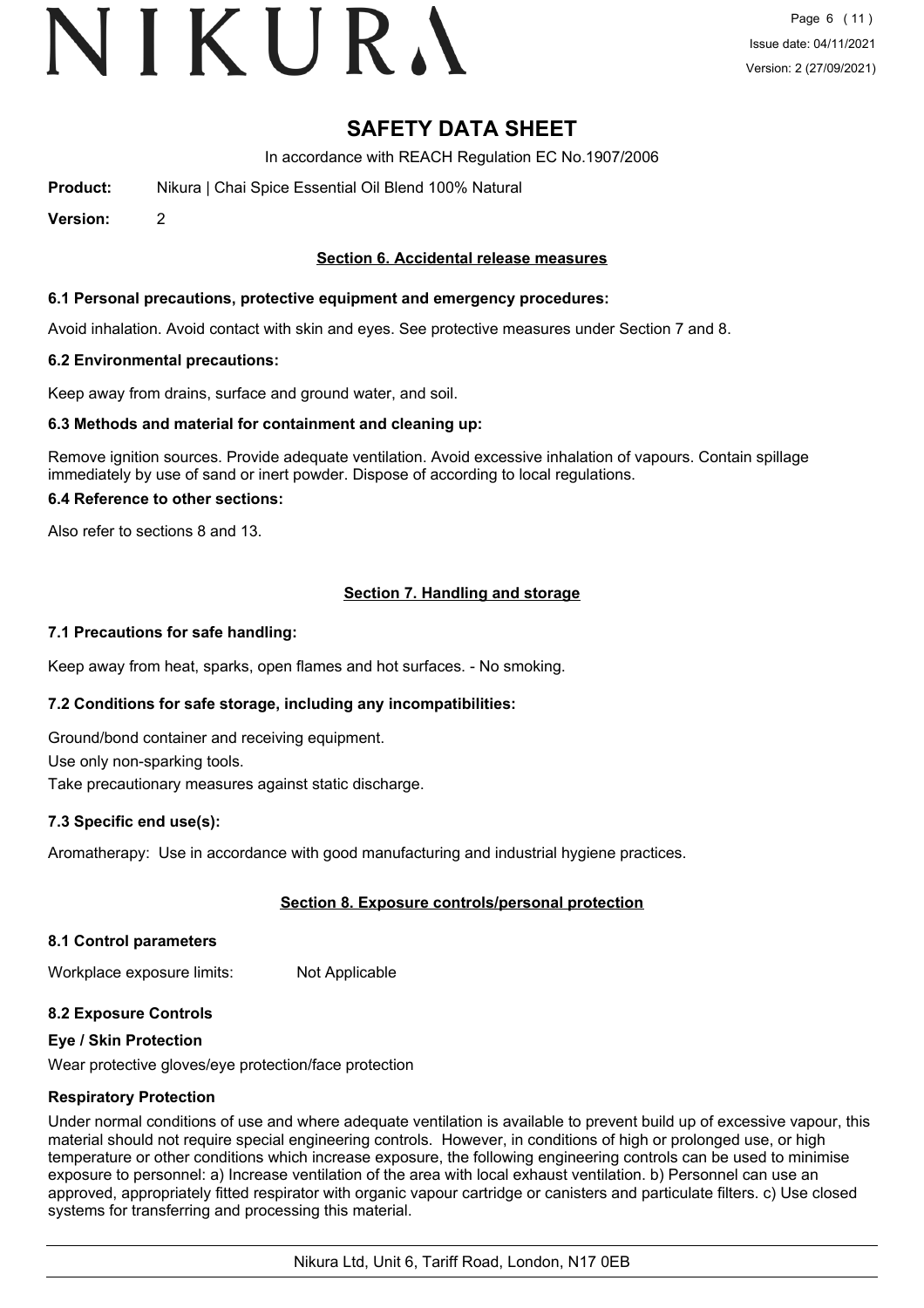# SAFETY DATA SHEET

In accordance with REACH Regulation EC No.1907/2006

**Product:** Nikura | Chai Spice Essential Oil Blend 100% Natural

**Version:** 2

## Section 6. Accidental release measures

### 6.1 Personal precautions, protective equipment and emergency procedures:

Avoid inhalation. Avoid contact with skin and eyes. See protective measures under Section 7 and 8.

### 6.2 Environmental precautions:

Keep away from drains, surface and ground water, and soil.

### 6.3 Methods and material for containment and cleaning up:

Remove ignition sources. Provide adequate ventilation. Avoid excessive inhalation of vapours. Contain spillage immediately by use of sand or inert powder. Dispose of according to local regulations.

### 6.4 Reference to other sections:

Also refer to sections 8 and 13.

## Section 7. Handling and storage

### 7.1 Precautions for safe handling:

Keep away from heat, sparks, open flames and hot surfaces. - No smoking.

### 7.2 Conditions for safe storage, including any incompatibilities:

Ground/bond container and receiving equipment.

Use only non-sparking tools.

Take precautionary measures against static discharge.

### 7.3 Specific end use(s):

Aromatherapy: Use in accordance with good manufacturing and industrial hygiene practices.

## Section 8. Exposure controls/personal protection

### 8.1 Control parameters

Workplace exposure limits: Not Applicable

### 8.2 Exposure Controls

**Eye / Skin Protection**

Wear protective gloves/eye protection/face protection

**Respiratory Protection**

Under normal conditions of use and where adequate ventilation is available to prevent build up of excessive vapour, this material should not require special engineering controls. However, in conditions of high or prolonged use, or high temperature or other conditions which increase exposure, the following engineering controls can be used to minimise exposure to personnel: a) Increase ventilation of the area with local exhaust ventilation. b) Personnel can use an approved, appropriately fitted respirator with organic vapour cartridge or canisters and particulate filters. c) Use closed systems for transferring and processing this material.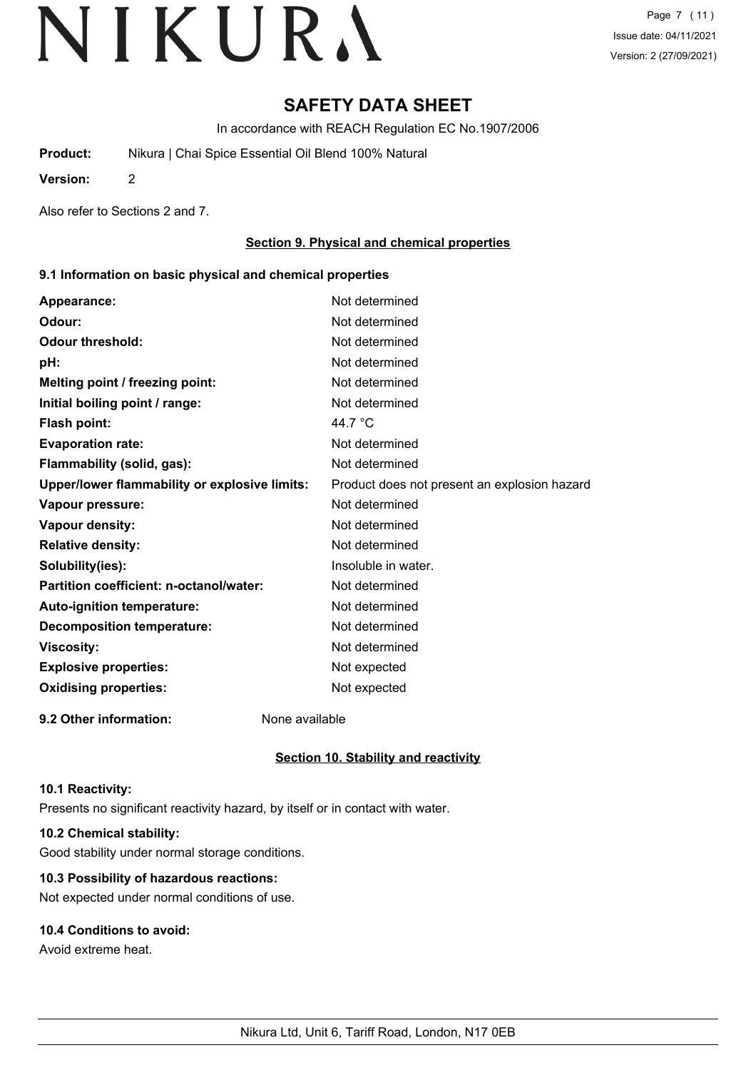# SAFETY DATA SHEET

In accordance with REACH Regulation EC No.1907/2006

**Product:** Nikura | Chai Spice Essential Oil Blend 100% Natural

**Version:** 2

Also refer to Sections 2 and 7.

## Section 9. Physical and chemical properties

### 9.1 Information on basic physical and chemical properties

| | |
|---|---|
| **Appearance:** | Not determined |
| **Odour:** | Not determined |
| **Odour threshold:** | Not determined |
| **pH:** | Not determined |
| **Melting point / freezing point:** | Not determined |
| **Initial boiling point / range:** | Not determined |
| **Flash point:** | 44.7 °C |
| **Evaporation rate:** | Not determined |
| **Flammability (solid, gas):** | Not determined |
| **Upper/lower flammability or explosive limits:** | Product does not present an explosion hazard |
| **Vapour pressure:** | Not determined |
| **Vapour density:** | Not determined |
| **Relative density:** | Not determined |
| **Solubility(ies):** | Insoluble in water. |
| **Partition coefficient: n-octanol/water:** | Not determined |
| **Auto-ignition temperature:** | Not determined |
| **Decomposition temperature:** | Not determined |
| **Viscosity:** | Not determined |
| **Explosive properties:** | Not expected |
| **Oxidising properties:** | Not expected |

**9.2 Other information:** None available

## Section 10. Stability and reactivity

### 10.1 Reactivity:

Presents no significant reactivity hazard, by itself or in contact with water.

### 10.2 Chemical stability:

Good stability under normal storage conditions.

### 10.3 Possibility of hazardous reactions:

Not expected under normal conditions of use.

### 10.4 Conditions to avoid:

Avoid extreme heat.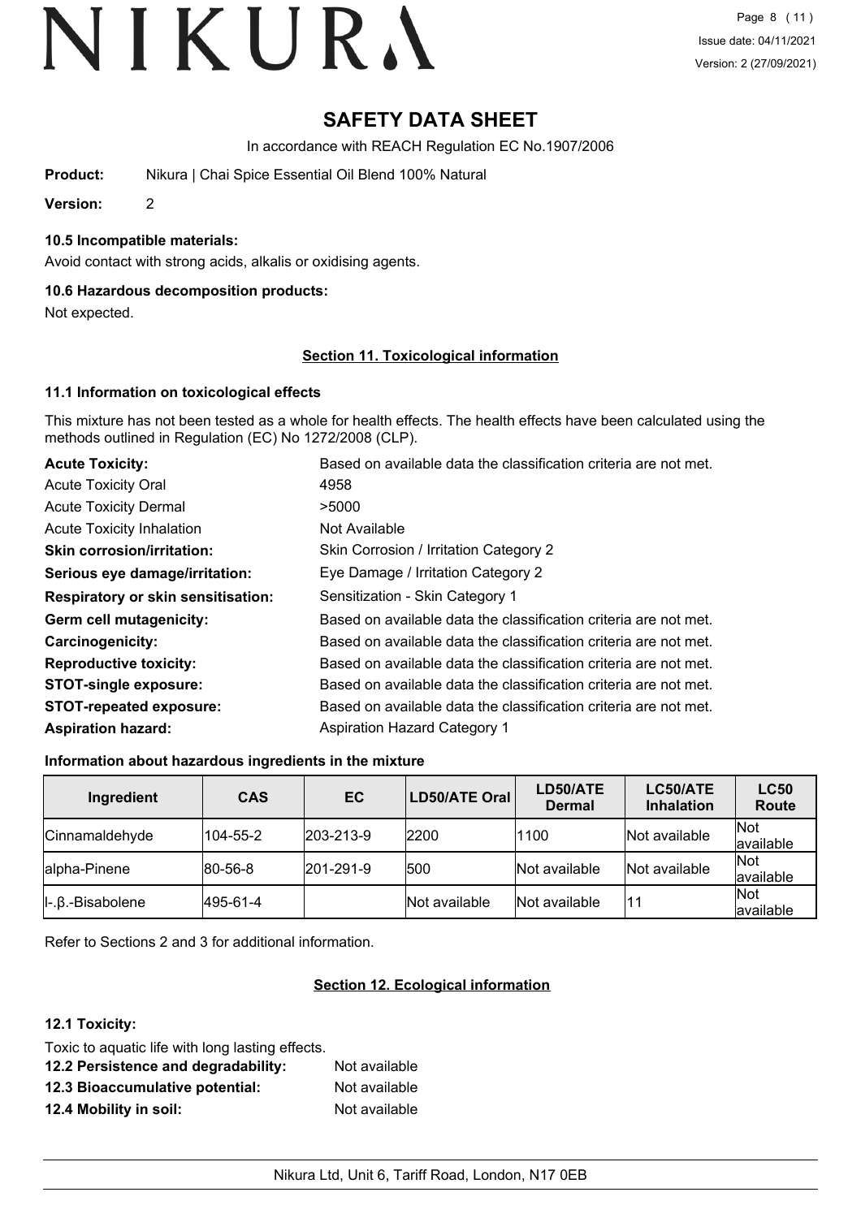# SAFETY DATA SHEET

In accordance with REACH Regulation EC No.1907/2006

**Product:** Nikura | Chai Spice Essential Oil Blend 100% Natural

**Version:** 2

### 10.5 Incompatible materials:

Avoid contact with strong acids, alkalis or oxidising agents.

### 10.6 Hazardous decomposition products:

Not expected.

## Section 11. Toxicological information

### 11.1 Information on toxicological effects

This mixture has not been tested as a whole for health effects. The health effects have been calculated using the methods outlined in Regulation (EC) No 1272/2008 (CLP).

| | |
|---|---|
| **Acute Toxicity:** | Based on available data the classification criteria are not met. |
| Acute Toxicity Oral | 4958 |
| Acute Toxicity Dermal | >5000 |
| Acute Toxicity Inhalation | Not Available |
| **Skin corrosion/irritation:** | Skin Corrosion / Irritation Category 2 |
| **Serious eye damage/irritation:** | Eye Damage / Irritation Category 2 |
| **Respiratory or skin sensitisation:** | Sensitization - Skin Category 1 |
| **Germ cell mutagenicity:** | Based on available data the classification criteria are not met. |
| **Carcinogenicity:** | Based on available data the classification criteria are not met. |
| **Reproductive toxicity:** | Based on available data the classification criteria are not met. |
| **STOT-single exposure:** | Based on available data the classification criteria are not met. |
| **STOT-repeated exposure:** | Based on available data the classification criteria are not met. |
| **Aspiration hazard:** | Aspiration Hazard Category 1 |

### Information about hazardous ingredients in the mixture

| Ingredient | CAS | EC | LD50/ATE Oral | LD50/ATE Dermal | LC50/ATE Inhalation | LC50 Route |
|---|---|---|---|---|---|---|
| Cinnamaldehyde | 104-55-2 | 203-213-9 | 2200 | 1100 | Not available | Not available |
| alpha-Pinene | 80-56-8 | 201-291-9 | 500 | Not available | Not available | Not available |
| l-.β.-Bisabolene | 495-61-4 | | Not available | Not available | 11 | Not available |

Refer to Sections 2 and 3 for additional information.

## Section 12. Ecological information

### 12.1 Toxicity:

Toxic to aquatic life with long lasting effects.

| | |
|---|---|
| **12.2 Persistence and degradability:** | Not available |
| **12.3 Bioaccumulative potential:** | Not available |
| **12.4 Mobility in soil:** | Not available |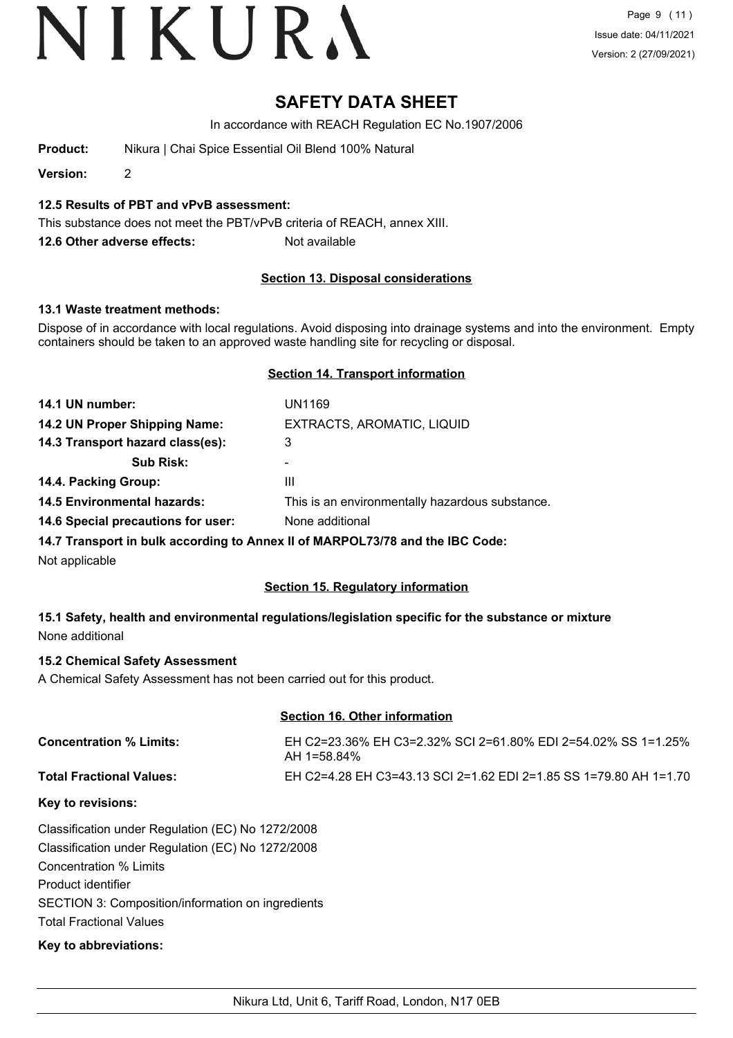**12.5 Results of PBT and vPvB assessment:**

This substance does not meet the PBT/vPvB criteria of REACH, annex XIII.

**12.6 Other adverse effects:** Not available

## Section 13. Disposal considerations

**13.1 Waste treatment methods:**

Dispose of in accordance with local regulations. Avoid disposing into drainage systems and into the environment. Empty containers should be taken to an approved waste handling site for recycling or disposal.

## Section 14. Transport information

| | |
|---|---|
| **14.1 UN number:** | UN1169 |
| **14.2 UN Proper Shipping Name:** | EXTRACTS, AROMATIC, LIQUID |
| **14.3 Transport hazard class(es):** | 3 |
| **Sub Risk:** | - |
| **14.4. Packing Group:** | III |
| **14.5 Environmental hazards:** | This is an environmentally hazardous substance. |
| **14.6 Special precautions for user:** | None additional |

**14.7 Transport in bulk according to Annex II of MARPOL73/78 and the IBC Code:**

Not applicable

## Section 15. Regulatory information

**15.1 Safety, health and environmental regulations/legislation specific for the substance or mixture**

None additional

**15.2 Chemical Safety Assessment**

A Chemical Safety Assessment has not been carried out for this product.

## Section 16. Other information

| | |
|---|---|
| **Concentration % Limits:** | EH C2=23.36% EH C3=2.32% SCI 2=61.80% EDI 2=54.02% SS 1=1.25% AH 1=58.84% |
| **Total Fractional Values:** | EH C2=4.28 EH C3=43.13 SCI 2=1.62 EDI 2=1.85 SS 1=79.80 AH 1=1.70 |

**Key to revisions:**

Classification under Regulation (EC) No 1272/2008

Classification under Regulation (EC) No 1272/2008

Concentration % Limits

Product identifier

SECTION 3: Composition/information on ingredients

Total Fractional Values

**Key to abbreviations:**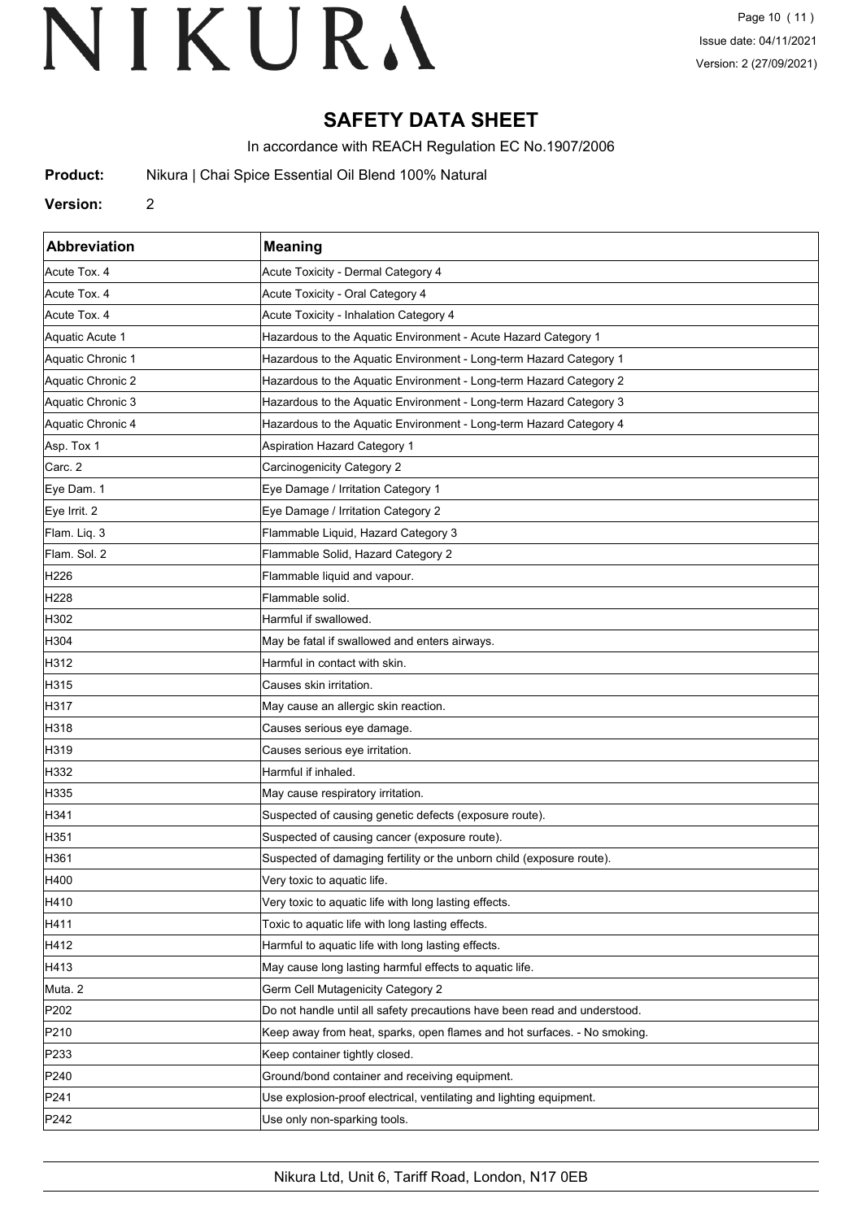# SAFETY DATA SHEET

In accordance with REACH Regulation EC No.1907/2006

**Product:** Nikura | Chai Spice Essential Oil Blend 100% Natural

**Version:** 2

| Abbreviation | Meaning |
|---|---|
| Acute Tox. 4 | Acute Toxicity - Dermal Category 4 |
| Acute Tox. 4 | Acute Toxicity - Oral Category 4 |
| Acute Tox. 4 | Acute Toxicity - Inhalation Category 4 |
| Aquatic Acute 1 | Hazardous to the Aquatic Environment - Acute Hazard Category 1 |
| Aquatic Chronic 1 | Hazardous to the Aquatic Environment - Long-term Hazard Category 1 |
| Aquatic Chronic 2 | Hazardous to the Aquatic Environment - Long-term Hazard Category 2 |
| Aquatic Chronic 3 | Hazardous to the Aquatic Environment - Long-term Hazard Category 3 |
| Aquatic Chronic 4 | Hazardous to the Aquatic Environment - Long-term Hazard Category 4 |
| Asp. Tox 1 | Aspiration Hazard Category 1 |
| Carc. 2 | Carcinogenicity Category 2 |
| Eye Dam. 1 | Eye Damage / Irritation Category 1 |
| Eye Irrit. 2 | Eye Damage / Irritation Category 2 |
| Flam. Liq. 3 | Flammable Liquid, Hazard Category 3 |
| Flam. Sol. 2 | Flammable Solid, Hazard Category 2 |
| H226 | Flammable liquid and vapour. |
| H228 | Flammable solid. |
| H302 | Harmful if swallowed. |
| H304 | May be fatal if swallowed and enters airways. |
| H312 | Harmful in contact with skin. |
| H315 | Causes skin irritation. |
| H317 | May cause an allergic skin reaction. |
| H318 | Causes serious eye damage. |
| H319 | Causes serious eye irritation. |
| H332 | Harmful if inhaled. |
| H335 | May cause respiratory irritation. |
| H341 | Suspected of causing genetic defects (exposure route). |
| H351 | Suspected of causing cancer (exposure route). |
| H361 | Suspected of damaging fertility or the unborn child (exposure route). |
| H400 | Very toxic to aquatic life. |
| H410 | Very toxic to aquatic life with long lasting effects. |
| H411 | Toxic to aquatic life with long lasting effects. |
| H412 | Harmful to aquatic life with long lasting effects. |
| H413 | May cause long lasting harmful effects to aquatic life. |
| Muta. 2 | Germ Cell Mutagenicity Category 2 |
| P202 | Do not handle until all safety precautions have been read and understood. |
| P210 | Keep away from heat, sparks, open flames and hot surfaces. - No smoking. |
| P233 | Keep container tightly closed. |
| P240 | Ground/bond container and receiving equipment. |
| P241 | Use explosion-proof electrical, ventilating and lighting equipment. |
| P242 | Use only non-sparking tools. |

Nikura Ltd, Unit 6, Tariff Road, London, N17 0EB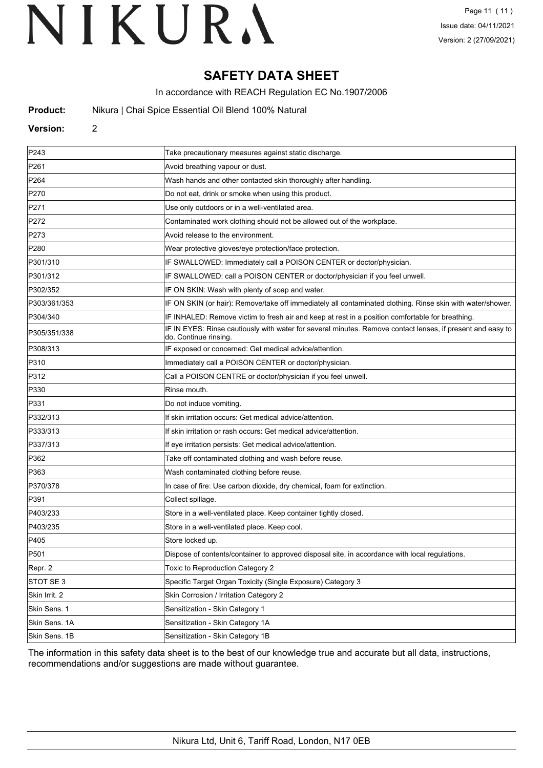# SAFETY DATA SHEET

In accordance with REACH Regulation EC No.1907/2006

**Product:** Nikura | Chai Spice Essential Oil Blend 100% Natural

**Version:** 2

| | |
|---|---|
| P243 | Take precautionary measures against static discharge. |
| P261 | Avoid breathing vapour or dust. |
| P264 | Wash hands and other contacted skin thoroughly after handling. |
| P270 | Do not eat, drink or smoke when using this product. |
| P271 | Use only outdoors or in a well-ventilated area. |
| P272 | Contaminated work clothing should not be allowed out of the workplace. |
| P273 | Avoid release to the environment. |
| P280 | Wear protective gloves/eye protection/face protection. |
| P301/310 | IF SWALLOWED: Immediately call a POISON CENTER or doctor/physician. |
| P301/312 | IF SWALLOWED: call a POISON CENTER or doctor/physician if you feel unwell. |
| P302/352 | IF ON SKIN: Wash with plenty of soap and water. |
| P303/361/353 | IF ON SKIN (or hair): Remove/take off immediately all contaminated clothing. Rinse skin with water/shower. |
| P304/340 | IF INHALED: Remove victim to fresh air and keep at rest in a position comfortable for breathing. |
| P305/351/338 | IF IN EYES: Rinse cautiously with water for several minutes. Remove contact lenses, if present and easy to do. Continue rinsing. |
| P308/313 | IF exposed or concerned: Get medical advice/attention. |
| P310 | Immediately call a POISON CENTER or doctor/physician. |
| P312 | Call a POISON CENTRE or doctor/physician if you feel unwell. |
| P330 | Rinse mouth. |
| P331 | Do not induce vomiting. |
| P332/313 | If skin irritation occurs: Get medical advice/attention. |
| P333/313 | If skin irritation or rash occurs: Get medical advice/attention. |
| P337/313 | If eye irritation persists: Get medical advice/attention. |
| P362 | Take off contaminated clothing and wash before reuse. |
| P363 | Wash contaminated clothing before reuse. |
| P370/378 | In case of fire: Use carbon dioxide, dry chemical, foam for extinction. |
| P391 | Collect spillage. |
| P403/233 | Store in a well-ventilated place. Keep container tightly closed. |
| P403/235 | Store in a well-ventilated place. Keep cool. |
| P405 | Store locked up. |
| P501 | Dispose of contents/container to approved disposal site, in accordance with local regulations. |
| Repr. 2 | Toxic to Reproduction Category 2 |
| STOT SE 3 | Specific Target Organ Toxicity (Single Exposure) Category 3 |
| Skin Irrit. 2 | Skin Corrosion / Irritation Category 2 |
| Skin Sens. 1 | Sensitization - Skin Category 1 |
| Skin Sens. 1A | Sensitization - Skin Category 1A |
| Skin Sens. 1B | Sensitization - Skin Category 1B |

The information in this safety data sheet is to the best of our knowledge true and accurate but all data, instructions, recommendations and/or suggestions are made without guarantee.